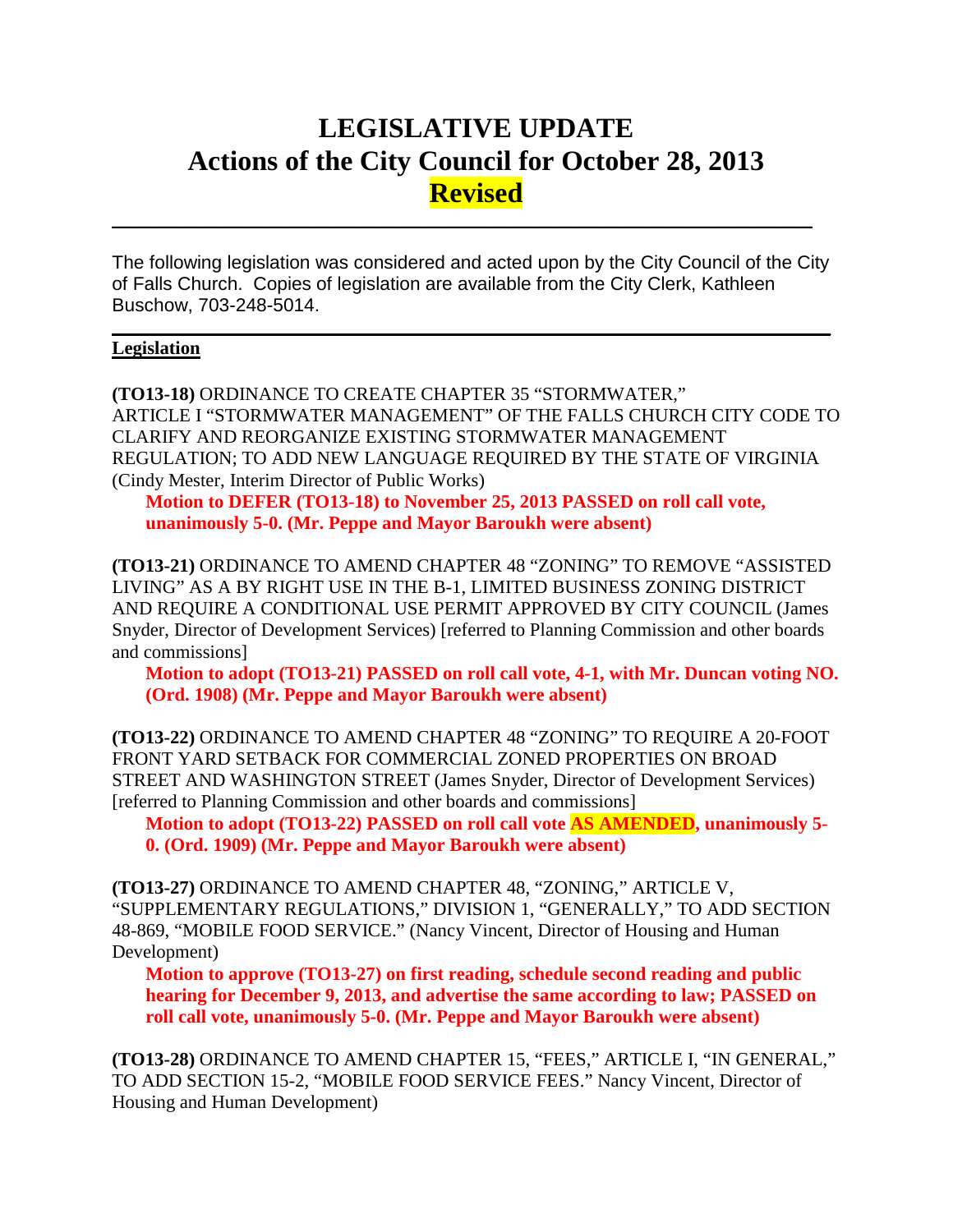# LEGISLATIVE UPDATE
# Actions of the City Council for October 28, 2013
# Revised

---

The following legislation was considered and acted upon by the City Council of the City of Falls Church. Copies of legislation are available from the City Clerk, Kathleen Buschow, 703-248-5014.

---

**Legislation**

**(TO13-18)** ORDINANCE TO CREATE CHAPTER 35 "STORMWATER," ARTICLE I "STORMWATER MANAGEMENT" OF THE FALLS CHURCH CITY CODE TO CLARIFY AND REORGANIZE EXISTING STORMWATER MANAGEMENT REGULATION; TO ADD NEW LANGUAGE REQUIRED BY THE STATE OF VIRGINIA (Cindy Mester, Interim Director of Public Works)

> **Motion to DEFER (TO13-18) to November 25, 2013 PASSED on roll call vote, unanimously 5-0. (Mr. Peppe and Mayor Baroukh were absent)**

**(TO13-21)** ORDINANCE TO AMEND CHAPTER 48 "ZONING" TO REMOVE "ASSISTED LIVING" AS A BY RIGHT USE IN THE B-1, LIMITED BUSINESS ZONING DISTRICT AND REQUIRE A CONDITIONAL USE PERMIT APPROVED BY CITY COUNCIL (James Snyder, Director of Development Services) [referred to Planning Commission and other boards and commissions]

> **Motion to adopt (TO13-21) PASSED on roll call vote, 4-1, with Mr. Duncan voting NO. (Ord. 1908) (Mr. Peppe and Mayor Baroukh were absent)**

**(TO13-22)** ORDINANCE TO AMEND CHAPTER 48 "ZONING" TO REQUIRE A 20-FOOT FRONT YARD SETBACK FOR COMMERCIAL ZONED PROPERTIES ON BROAD STREET AND WASHINGTON STREET (James Snyder, Director of Development Services) [referred to Planning Commission and other boards and commissions]

> **Motion to adopt (TO13-22) PASSED on roll call vote AS AMENDED, unanimously 5-0. (Ord. 1909) (Mr. Peppe and Mayor Baroukh were absent)**

**(TO13-27)** ORDINANCE TO AMEND CHAPTER 48, "ZONING," ARTICLE V, "SUPPLEMENTARY REGULATIONS," DIVISION 1, "GENERALLY," TO ADD SECTION 48-869, "MOBILE FOOD SERVICE." (Nancy Vincent, Director of Housing and Human Development)

> **Motion to approve (TO13-27) on first reading, schedule second reading and public hearing for December 9, 2013, and advertise the same according to law; PASSED on roll call vote, unanimously 5-0. (Mr. Peppe and Mayor Baroukh were absent)**

**(TO13-28)** ORDINANCE TO AMEND CHAPTER 15, "FEES," ARTICLE I, "IN GENERAL," TO ADD SECTION 15-2, "MOBILE FOOD SERVICE FEES." Nancy Vincent, Director of Housing and Human Development)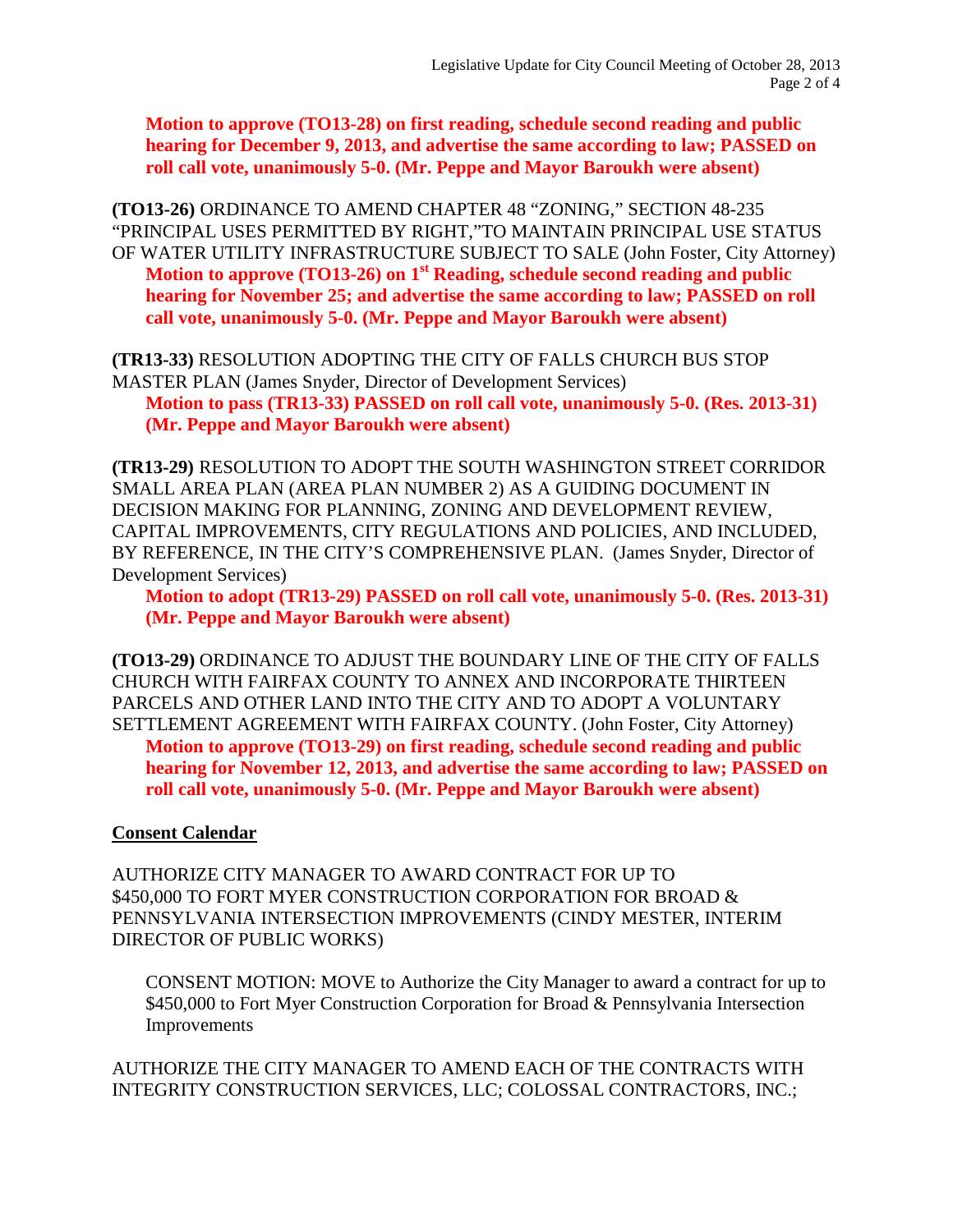**Motion to approve (TO13-28) on first reading, schedule second reading and public hearing for December 9, 2013, and advertise the same according to law; PASSED on roll call vote, unanimously 5-0. (Mr. Peppe and Mayor Baroukh were absent)**

**(TO13-26)** ORDINANCE TO AMEND CHAPTER 48 "ZONING," SECTION 48-235 "PRINCIPAL USES PERMITTED BY RIGHT,"TO MAINTAIN PRINCIPAL USE STATUS OF WATER UTILITY INFRASTRUCTURE SUBJECT TO SALE (John Foster, City Attorney)

**Motion to approve (TO13-26) on 1st Reading, schedule second reading and public hearing for November 25; and advertise the same according to law; PASSED on roll call vote, unanimously 5-0. (Mr. Peppe and Mayor Baroukh were absent)**

**(TR13-33)** RESOLUTION ADOPTING THE CITY OF FALLS CHURCH BUS STOP MASTER PLAN (James Snyder, Director of Development Services)

**Motion to pass (TR13-33) PASSED on roll call vote, unanimously 5-0. (Res. 2013-31) (Mr. Peppe and Mayor Baroukh were absent)**

**(TR13-29)** RESOLUTION TO ADOPT THE SOUTH WASHINGTON STREET CORRIDOR SMALL AREA PLAN (AREA PLAN NUMBER 2) AS A GUIDING DOCUMENT IN DECISION MAKING FOR PLANNING, ZONING AND DEVELOPMENT REVIEW, CAPITAL IMPROVEMENTS, CITY REGULATIONS AND POLICIES, AND INCLUDED, BY REFERENCE, IN THE CITY'S COMPREHENSIVE PLAN. (James Snyder, Director of Development Services)

**Motion to adopt (TR13-29) PASSED on roll call vote, unanimously 5-0. (Res. 2013-31) (Mr. Peppe and Mayor Baroukh were absent)**

**(TO13-29)** ORDINANCE TO ADJUST THE BOUNDARY LINE OF THE CITY OF FALLS CHURCH WITH FAIRFAX COUNTY TO ANNEX AND INCORPORATE THIRTEEN PARCELS AND OTHER LAND INTO THE CITY AND TO ADOPT A VOLUNTARY SETTLEMENT AGREEMENT WITH FAIRFAX COUNTY. (John Foster, City Attorney)

**Motion to approve (TO13-29) on first reading, schedule second reading and public hearing for November 12, 2013, and advertise the same according to law; PASSED on roll call vote, unanimously 5-0. (Mr. Peppe and Mayor Baroukh were absent)**

## Consent Calendar

AUTHORIZE CITY MANAGER TO AWARD CONTRACT FOR UP TO $450,000 TO FORT MYER CONSTRUCTION CORPORATION FOR BROAD & PENNSYLVANIA INTERSECTION IMPROVEMENTS (CINDY MESTER, INTERIM DIRECTOR OF PUBLIC WORKS)

CONSENT MOTION: MOVE to Authorize the City Manager to award a contract for up to $450,000 to Fort Myer Construction Corporation for Broad & Pennsylvania Intersection Improvements

AUTHORIZE THE CITY MANAGER TO AMEND EACH OF THE CONTRACTS WITH INTEGRITY CONSTRUCTION SERVICES, LLC; COLOSSAL CONTRACTORS, INC.;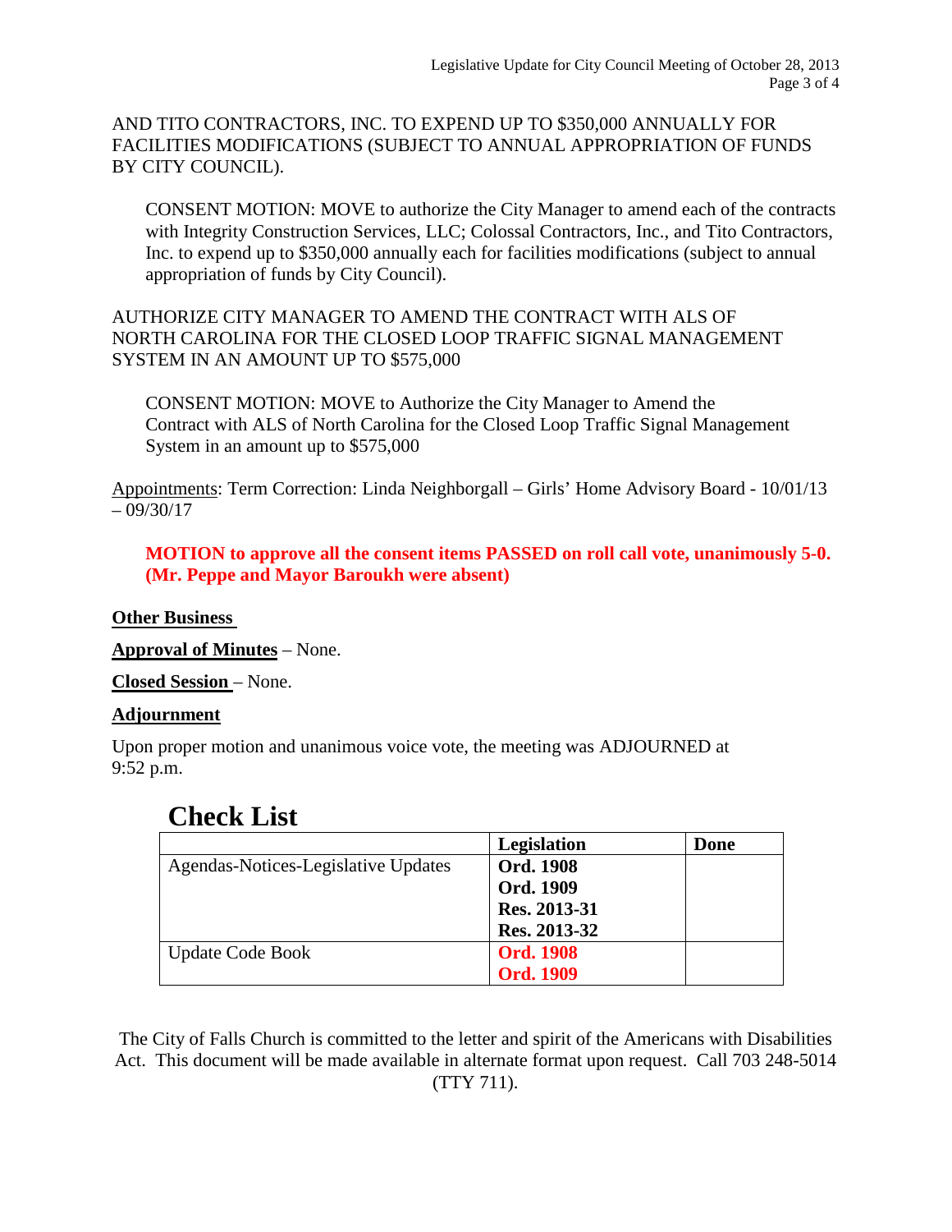AND TITO CONTRACTORS, INC. TO EXPEND UP TO $350,000 ANNUALLY FOR FACILITIES MODIFICATIONS (SUBJECT TO ANNUAL APPROPRIATION OF FUNDS BY CITY COUNCIL).

> CONSENT MOTION: MOVE to authorize the City Manager to amend each of the contracts with Integrity Construction Services, LLC; Colossal Contractors, Inc., and Tito Contractors, Inc. to expend up to $350,000 annually each for facilities modifications (subject to annual appropriation of funds by City Council).

AUTHORIZE CITY MANAGER TO AMEND THE CONTRACT WITH ALS OF NORTH CAROLINA FOR THE CLOSED LOOP TRAFFIC SIGNAL MANAGEMENT SYSTEM IN AN AMOUNT UP TO $575,000

> CONSENT MOTION: MOVE to Authorize the City Manager to Amend the Contract with ALS of North Carolina for the Closed Loop Traffic Signal Management System in an amount up to $575,000

Appointments: Term Correction: Linda Neighborgall – Girls' Home Advisory Board - 10/01/13 – 09/30/17

> **MOTION to approve all the consent items PASSED on roll call vote, unanimously 5-0. (Mr. Peppe and Mayor Baroukh were absent)**

**Other Business**

**Approval of Minutes** – None.

**Closed Session** – None.

**Adjournment**

Upon proper motion and unanimous voice vote, the meeting was ADJOURNED at 9:52 p.m.

## Check List

| | Legislation | Done |
|---|---|---|
| Agendas-Notices-Legislative Updates | **Ord. 1908**<br>**Ord. 1909**<br>**Res. 2013-31**<br>**Res. 2013-32** | |
| Update Code Book | **Ord. 1908**<br>**Ord. 1909** | |

The City of Falls Church is committed to the letter and spirit of the Americans with Disabilities Act. This document will be made available in alternate format upon request. Call 703 248-5014 (TTY 711).